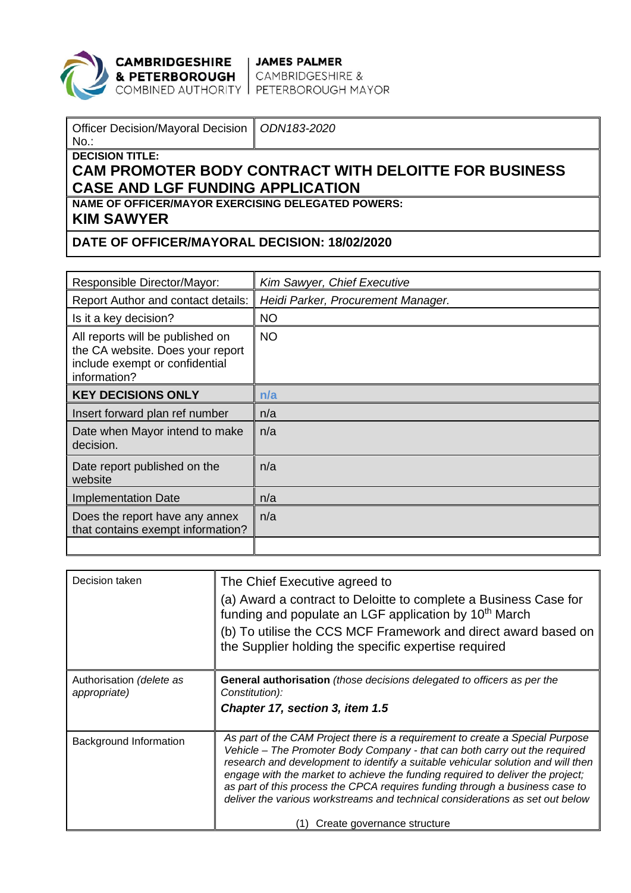**CAMBRIDGESHIRE & PETERBOROUGH** COMBINED AUTHORITY | **JAMES PALMER** CAMBRIDGESHIRE & PETERBOROUGH MAYOR

| Officer Decision/Mayoral Decision No.: | *ODN183-2020* |
|---|---|

**DECISION TITLE:**

# CAM PROMOTER BODY CONTRACT WITH DELOITTE FOR BUSINESS CASE AND LGF FUNDING APPLICATION

**NAME OF OFFICER/MAYOR EXERCISING DELEGATED POWERS:**

**KIM SAWYER**

**DATE OF OFFICER/MAYORAL DECISION: 18/02/2020**

| Responsible Director/Mayor: | *Kim Sawyer, Chief Executive* |
|---|---|
| Report Author and contact details: | *Heidi Parker, Procurement Manager.* |
| Is it a key decision? | NO |
| All reports will be published on the CA website. Does your report include exempt or confidential information? | NO |
| **KEY DECISIONS ONLY** | **n/a** |
| Insert forward plan ref number | n/a |
| Date when Mayor intend to make decision. | n/a |
| Date report published on the website | n/a |
| Implementation Date | n/a |
| Does the report have any annex that contains exempt information? | n/a |
| | |

| Decision taken | The Chief Executive agreed to<br>(a) Award a contract to Deloitte to complete a Business Case for funding and populate an LGF application by 10th March<br>(b) To utilise the CCS MCF Framework and direct award based on the Supplier holding the specific expertise required |
|---|---|
| Authorisation *(delete as appropriate)* | **General authorisation** *(those decisions delegated to officers as per the Constitution):*<br>***Chapter 17, section 3, item 1.5*** |
| Background Information | *As part of the CAM Project there is a requirement to create a Special Purpose Vehicle – The Promoter Body Company - that can both carry out the required research and development to identify a suitable vehicular solution and will then engage with the market to achieve the funding required to deliver the project; as part of this process the CPCA requires funding through a business case to deliver the various workstreams and technical considerations as set out below*<br>(1) Create governance structure |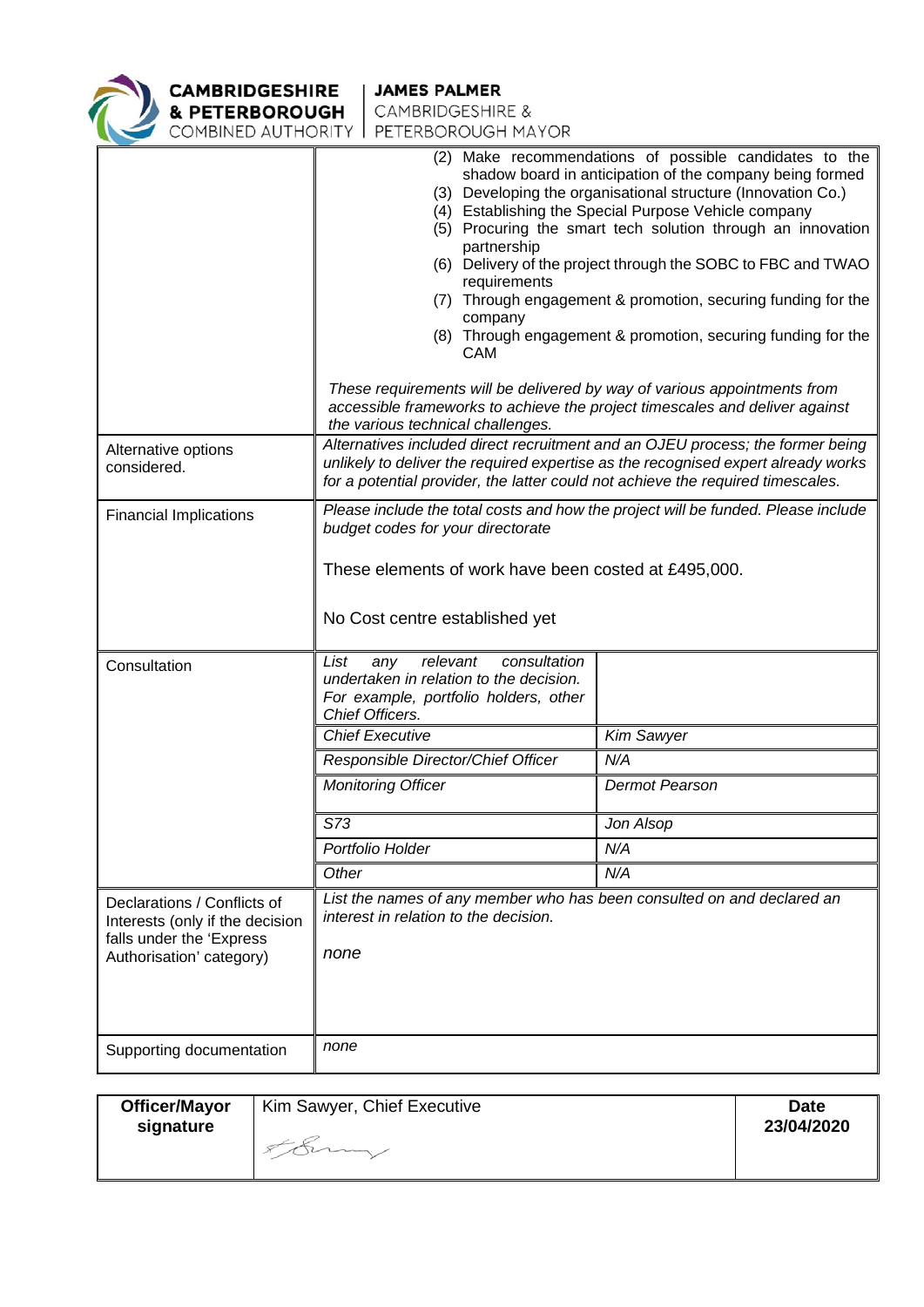| | | |
|---|---|---|
| | (2) Make recommendations of possible candidates to the shadow board in anticipation of the company being formed<br>(3) Developing the organisational structure (Innovation Co.)<br>(4) Establishing the Special Purpose Vehicle company<br>(5) Procuring the smart tech solution through an innovation partnership<br>(6) Delivery of the project through the SOBC to FBC and TWAO requirements<br>(7) Through engagement & promotion, securing funding for the company<br>(8) Through engagement & promotion, securing funding for the CAM<br><br>*These requirements will be delivered by way of various appointments from accessible frameworks to achieve the project timescales and deliver against the various technical challenges.* | |
| Alternative options considered. | *Alternatives included direct recruitment and an OJEU process; the former being unlikely to deliver the required expertise as the recognised expert already works for a potential provider, the latter could not achieve the required timescales.* | |
| Financial Implications | *Please include the total costs and how the project will be funded. Please include budget codes for your directorate*<br><br>These elements of work have been costed at £495,000.<br><br>No Cost centre established yet | |
| Consultation | *List any relevant consultation undertaken in relation to the decision. For example, portfolio holders, other Chief Officers.* | |
| | *Chief Executive* | *Kim Sawyer* |
| | *Responsible Director/Chief Officer* | *N/A* |
| | *Monitoring Officer* | *Dermot Pearson* |
| | *S73* | *Jon Alsop* |
| | *Portfolio Holder* | *N/A* |
| | *Other* | *N/A* |
| Declarations / Conflicts of Interests (only if the decision falls under the 'Express Authorisation' category) | *List the names of any member who has been consulted on and declared an interest in relation to the decision.*<br><br>*none* | |
| Supporting documentation | *none* | |

| **Officer/Mayor signature** | Kim Sawyer, Chief Executive | **Date 23/04/2020** |
|---|---|---|